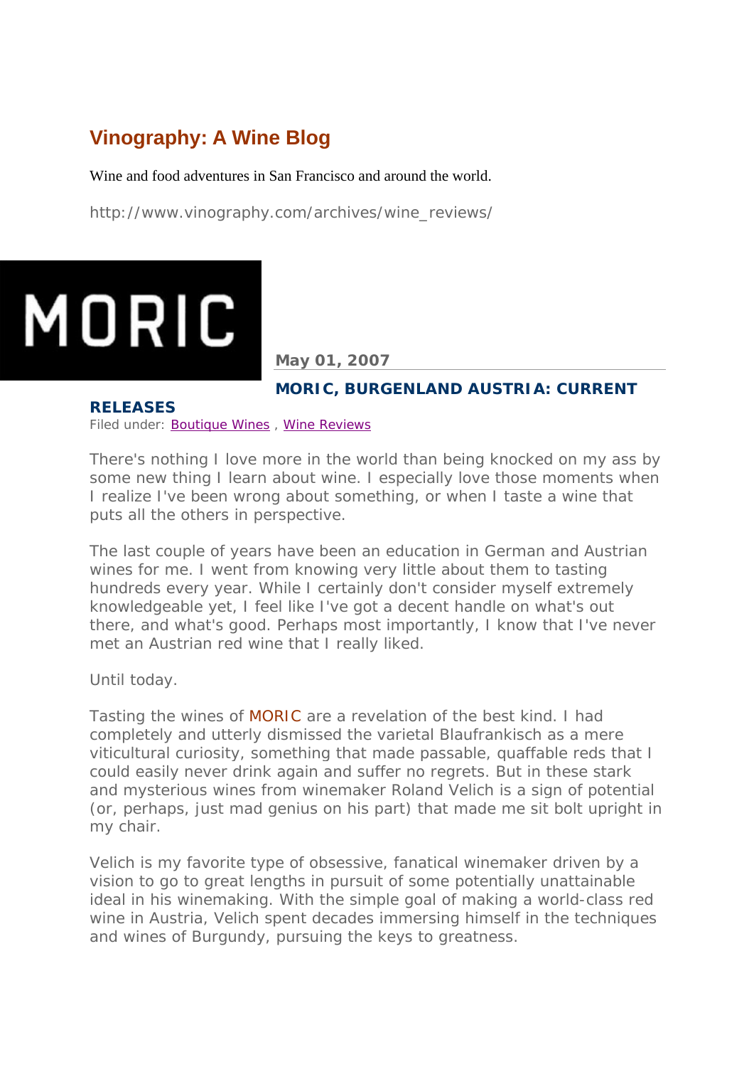# Vinography: A Wine Blog

Wine and food adventures in San Francisco and around the world.

http://www.vinography.com/archives/wine_reviews/

MORIC

**May 01, 2007**

## MORIC, BURGENLAND AUSTRIA: CURRENT RELEASES

Filed under: Boutique Wines , Wine Reviews

There's nothing I love more in the world than being knocked on my ass by some new thing I learn about wine. I especially love those moments when I realize I've been wrong about something, or when I taste a wine that puts all the others in perspective.

The last couple of years have been an education in German and Austrian wines for me. I went from knowing very little about them to tasting hundreds every year. While I certainly don't consider myself extremely knowledgeable yet, I feel like I've got a decent handle on what's out there, and what's good. Perhaps most importantly, I know that I've never met an Austrian red wine that I really liked.

Until today.

Tasting the wines of MORIC are a revelation of the best kind. I had completely and utterly dismissed the varietal Blaufrankisch as a mere viticultural curiosity, something that made passable, quaffable reds that I could easily never drink again and suffer no regrets. But in these stark and mysterious wines from winemaker Roland Velich is a sign of potential (or, perhaps, just mad genius on his part) that made me sit bolt upright in my chair.

Velich is my favorite type of obsessive, fanatical winemaker driven by a vision to go to great lengths in pursuit of some potentially unattainable ideal in his winemaking. With the simple goal of making a world-class red wine in Austria, Velich spent decades immersing himself in the techniques and wines of Burgundy, pursuing the keys to greatness.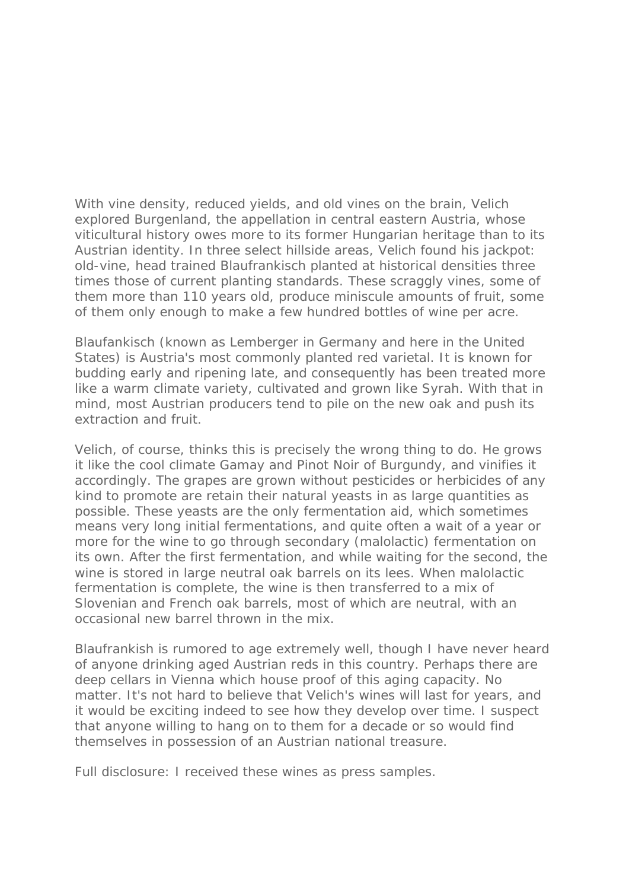With vine density, reduced yields, and old vines on the brain, Velich explored Burgenland, the appellation in central eastern Austria, whose viticultural history owes more to its former Hungarian heritage than to its Austrian identity. In three select hillside areas, Velich found his jackpot: old-vine, head trained Blaufrankisch planted at historical densities three times those of current planting standards. These scraggly vines, some of them more than 110 years old, produce miniscule amounts of fruit, some of them only enough to make a few hundred bottles of wine per acre.

Blaufankisch (known as Lemberger in Germany and here in the United States) is Austria's most commonly planted red varietal. It is known for budding early and ripening late, and consequently has been treated more like a warm climate variety, cultivated and grown like Syrah. With that in mind, most Austrian producers tend to pile on the new oak and push its extraction and fruit.

Velich, of course, thinks this is precisely the wrong thing to do. He grows it like the cool climate Gamay and Pinot Noir of Burgundy, and vinifies it accordingly. The grapes are grown without pesticides or herbicides of any kind to promote are retain their natural yeasts in as large quantities as possible. These yeasts are the only fermentation aid, which sometimes means very long initial fermentations, and quite often a wait of a year or more for the wine to go through secondary (malolactic) fermentation on its own. After the first fermentation, and while waiting for the second, the wine is stored in large neutral oak barrels on its lees. When malolactic fermentation is complete, the wine is then transferred to a mix of Slovenian and French oak barrels, most of which are neutral, with an occasional new barrel thrown in the mix.

Blaufrankish is rumored to age extremely well, though I have never heard of anyone drinking aged Austrian reds in this country. Perhaps there are deep cellars in Vienna which house proof of this aging capacity. No matter. It's not hard to believe that Velich's wines will last for years, and it would be exciting indeed to see how they develop over time. I suspect that anyone willing to hang on to them for a decade or so would find themselves in possession of an Austrian national treasure.

Full disclosure: I received these wines as press samples.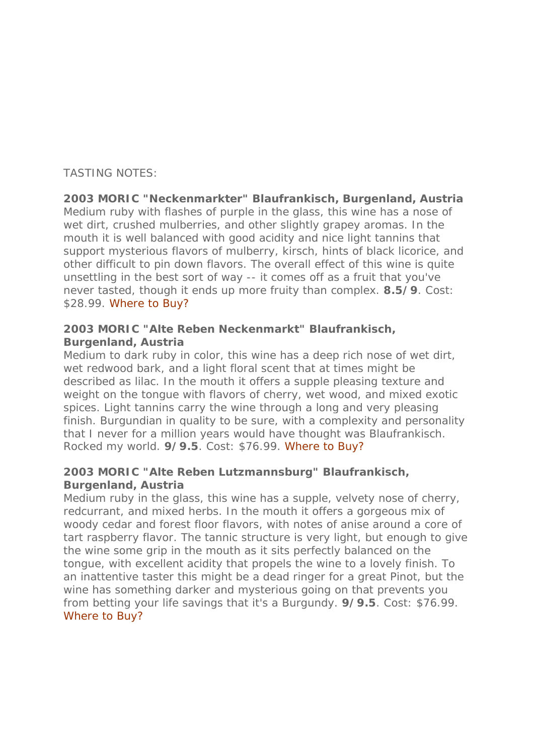TASTING NOTES:

**2003 MORIC "Neckenmarkter" Blaufrankisch, Burgenland, Austria**
Medium ruby with flashes of purple in the glass, this wine has a nose of wet dirt, crushed mulberries, and other slightly grapey aromas. In the mouth it is well balanced with good acidity and nice light tannins that support mysterious flavors of mulberry, kirsch, hints of black licorice, and other difficult to pin down flavors. The overall effect of this wine is quite unsettling in the best sort of way -- it comes off as a fruit that you've never tasted, though it ends up more fruity than complex. **8.5/9**. Cost: $28.99. Where to Buy?

**2003 MORIC "Alte Reben Neckenmarkt" Blaufrankisch, Burgenland, Austria**
Medium to dark ruby in color, this wine has a deep rich nose of wet dirt, wet redwood bark, and a light floral scent that at times might be described as lilac. In the mouth it offers a supple pleasing texture and weight on the tongue with flavors of cherry, wet wood, and mixed exotic spices. Light tannins carry the wine through a long and very pleasing finish. Burgundian in quality to be sure, with a complexity and personality that I never for a million years would have thought was Blaufrankisch. Rocked my world. **9/9.5**. Cost: $76.99. Where to Buy?

**2003 MORIC "Alte Reben Lutzmannsburg" Blaufrankisch, Burgenland, Austria**
Medium ruby in the glass, this wine has a supple, velvety nose of cherry, redcurrant, and mixed herbs. In the mouth it offers a gorgeous mix of woody cedar and forest floor flavors, with notes of anise around a core of tart raspberry flavor. The tannic structure is very light, but enough to give the wine some grip in the mouth as it sits perfectly balanced on the tongue, with excellent acidity that propels the wine to a lovely finish. To an inattentive taster this might be a dead ringer for a great Pinot, but the wine has something darker and mysterious going on that prevents you from betting your life savings that it's a Burgundy. **9/9.5**. Cost: $76.99. Where to Buy?